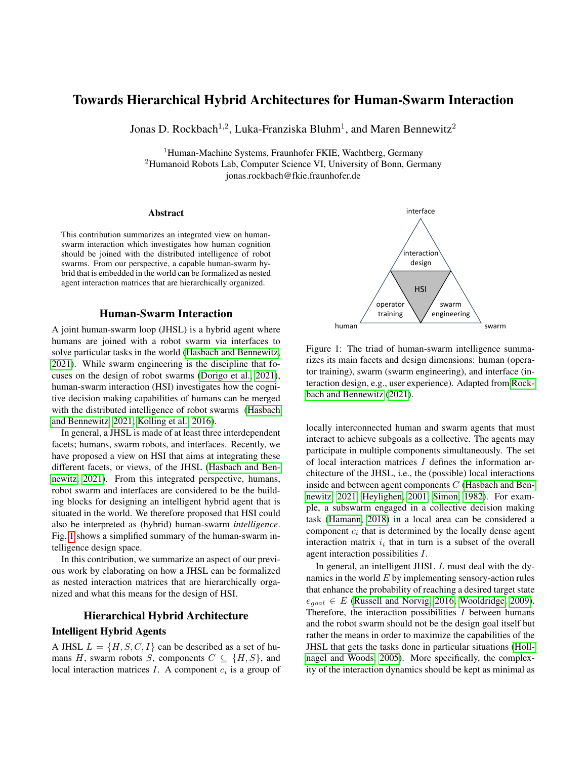# Towards Hierarchical Hybrid Architectures for Human-Swarm Interaction

Jonas D. Rockbach[1,2], Luka-Franziska Bluhm[1], and Maren Bennewitz[2]

[1]Human-Machine Systems, Fraunhofer FKIE, Wachtberg, Germany
[2]Humanoid Robots Lab, Computer Science VI, University of Bonn, Germany
jonas.rockbach@fkie.fraunhofer.de

## Abstract

This contribution summarizes an integrated view on human-swarm interaction which investigates how human cognition should be joined with the distributed intelligence of robot swarms. From our perspective, a capable human-swarm hybrid that is embedded in the world can be formalized as nested agent interaction matrices that are hierarchically organized.

## Human-Swarm Interaction

A joint human-swarm loop (JHSL) is a hybrid agent where humans are joined with a robot swarm via interfaces to solve particular tasks in the world (Hasbach and Bennewitz, 2021). While swarm engineering is the discipline that focuses on the design of robot swarms (Dorigo et al., 2021), human-swarm interaction (HSI) investigates how the cognitive decision making capabilities of humans can be merged with the distributed intelligence of robot swarms (Hasbach and Bennewitz, 2021; Kolling et al., 2016).

In general, a JHSL is made of at least three interdependent facets; humans, swarm robots, and interfaces. Recently, we have proposed a view on HSI that aims at integrating these different facets, or views, of the JHSL (Hasbach and Bennewitz, 2021). From this integrated perspective, humans, robot swarm and interfaces are considered to be the building blocks for designing an intelligent hybrid agent that is situated in the world. We therefore proposed that HSI could also be interpreted as (hybrid) human-swarm *intelligence*. Fig. 1 shows a simplified summary of the human-swarm intelligence design space.

In this contribution, we summarize an aspect of our previous work by elaborating on how a JHSL can be formalized as nested interaction matrices that are hierarchically organized and what this means for the design of HSI.

## Hierarchical Hybrid Architecture

### Intelligent Hybrid Agents

A JHSL $L = \{H, S, C, I\}$ can be described as a set of humans $H$, swarm robots $S$, components $C \subseteq \{H, S\}$, and local interaction matrices $I$. A component $c_i$ is a group of locally interconnected human and swarm agents that must interact to achieve subgoals as a collective. The agents may participate in multiple components simultaneously. The set of local interaction matrices $I$ defines the information architecture of the JHSL, i.e., the (possible) local interactions inside and between agent components $C$ (Hasbach and Bennewitz, 2021; Heylighen, 2001; Simon, 1982). For example, a subswarm engaged in a collective decision making task (Hamann, 2018) in a local area can be considered a component $c_i$ that is determined by the locally dense agent interaction matrix $i_i$ that in turn is a subset of the overall agent interaction possibilities $I$.

Figure 1: The triad of human-swarm intelligence summarizes its main facets and design dimensions: human (operator training), swarm (swarm engineering), and interface (interaction design, e.g., user experience). Adapted from Rockbach and Bennewitz (2021).

In general, an intelligent JHSL $L$ must deal with the dynamics in the world $E$ by implementing sensory-action rules that enhance the probability of reaching a desired target state $e_{goal} \in E$ (Russell and Norvig, 2016; Wooldridge, 2009). Therefore, the interaction possibilities $I$ between humans and the robot swarm should not be the design goal itself but rather the means in order to maximize the capabilities of the JHSL that gets the tasks done in particular situations (Hollnagel and Woods, 2005). More specifically, the complexity of the interaction dynamics should be kept as minimal as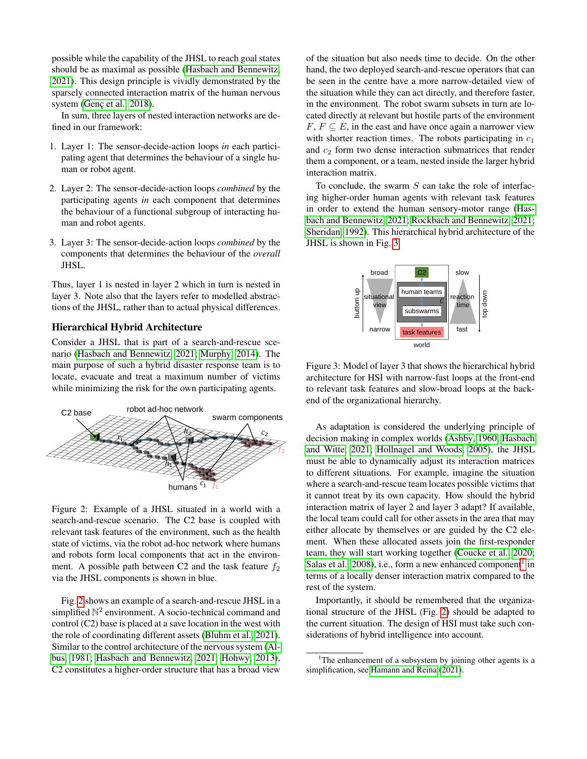possible while the capability of the JHSL to reach goal states should be as maximal as possible (Hasbach and Bennewitz, 2021). This design principle is vividly demonstrated by the sparsely connected interaction matrix of the human nervous system (Genç et al., 2018).

In sum, three layers of nested interaction networks are defined in our framework:

1. Layer 1: The sensor-decide-action loops *in* each participating agent that determines the behaviour of a single human or robot agent.
2. Layer 2: The sensor-decide-action loops *combined* by the participating agents *in* each component that determines the behaviour of a functional subgroup of interacting human and robot agents.
3. Layer 3: The sensor-decide-action loops *combined* by the components that determines the behaviour of the *overall* JHSL.

Thus, layer 1 is nested in layer 2 which in turn is nested in layer 3. Note also that the layers refer to modelled abstractions of the JHSL, rather than to actual physical differences.

## Hierarchical Hybrid Architecture

Consider a JHSL that is part of a search-and-rescue scenario (Hasbach and Bennewitz, 2021; Murphy, 2014). The main purpose of such a hybrid disaster response team is to locate, evacuate and treat a maximum number of victims while minimizing the risk for the own participating agents.

Figure 2: Example of a JHSL situated in a world with a search-and-rescue scenario. The C2 base is coupled with relevant task features of the environment, such as the health state of victims, via the robot ad-hoc network where humans and robots form local components that act in the environment. A possible path between C2 and the task feature $f_2$ via the JHSL components is shown in blue.

Fig. 2 shows an example of a search-and-rescue JHSL in a simplified $\mathbb{N}^2$ environment. A socio-technical command and control (C2) base is placed at a save location in the west with the role of coordinating different assets (Bluhm et al., 2021). Similar to the control architecture of the nervous system (Albus, 1981; Hasbach and Bennewitz, 2021; Hohwy, 2013), C2 constitutes a higher-order structure that has a broad view of the situation but also needs time to decide. On the other hand, the two deployed search-and-rescue operators that can be seen in the centre have a more narrow-detailed view of the situation while they can act directly, and therefore faster, in the environment. The robot swarm subsets in turn are located directly at relevant but hostile parts of the environment $F$, $F \subseteq E$, in the east and have once again a narrower view with shorter reaction times. The robots participating in $c_1$ and $c_2$ form two dense interaction submatrices that render them a component, or a team, nested inside the larger hybrid interaction matrix.

To conclude, the swarm $S$ can take the role of interfacing higher-order human agents with relevant task features in order to extend the human sensory-motor range (Hasbach and Bennewitz, 2021; Rockbach and Bennewitz, 2021; Sheridan, 1992). This hierarchical hybrid architecture of the JHSL is shown in Fig. 3.

Figure 3: Model of layer 3 that shows the hierarchical hybrid architecture for HSI with narrow-fast loops at the front-end to relevant task features and slow-broad loops at the back-end of the organizational hierarchy.

As adaptation is considered the underlying principle of decision making in complex worlds (Ashby, 1960; Hasbach and Witte, 2021; Hollnagel and Woods, 2005), the JHSL must be able to dynamically adjust its interaction matrices to different situations. For example, imagine the situation where a search-and-rescue team locates possible victims that it cannot treat by its own capacity. How should the hybrid interaction matrix of layer 2 and layer 3 adapt? If available, the local team could call for other assets in the area that may either allocate by themselves or are guided by the C2 element. When these allocated assets join the first-responder team, they will start working together (Coucke et al., 2020; Salas et al., 2008), i.e., form a new enhanced component[1] in terms of a locally denser interaction matrix compared to the rest of the system.

Importantly, it should be remembered that the organizational structure of the JHSL (Fig. 2) should be adapted to the current situation. The design of HSI must take such considerations of hybrid intelligence into account.

[1] The enhancement of a subsystem by joining other agents is a simplification, see Hamann and Reina (2021).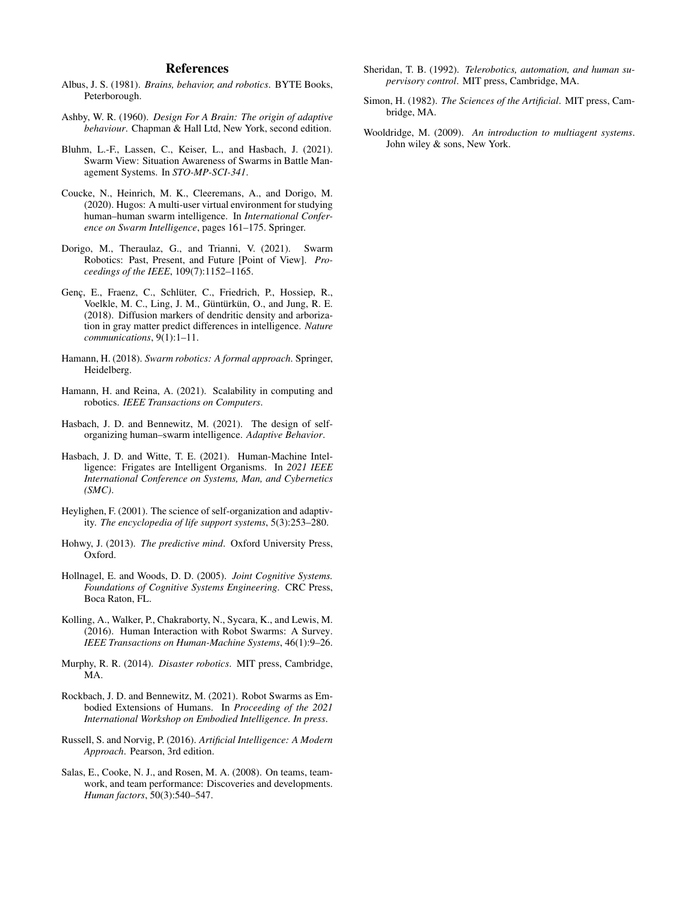## References

Albus, J. S. (1981). *Brains, behavior, and robotics*. BYTE Books, Peterborough.

Ashby, W. R. (1960). *Design For A Brain: The origin of adaptive behaviour*. Chapman & Hall Ltd, New York, second edition.

Bluhm, L.-F., Lassen, C., Keiser, L., and Hasbach, J. (2021). Swarm View: Situation Awareness of Swarms in Battle Management Systems. In *STO-MP-SCI-341*.

Coucke, N., Heinrich, M. K., Cleeremans, A., and Dorigo, M. (2020). Hugos: A multi-user virtual environment for studying human–human swarm intelligence. In *International Conference on Swarm Intelligence*, pages 161–175. Springer.

Dorigo, M., Theraulaz, G., and Trianni, V. (2021). Swarm Robotics: Past, Present, and Future [Point of View]. *Proceedings of the IEEE*, 109(7):1152–1165.

Genç, E., Fraenz, C., Schlüter, C., Friedrich, P., Hossiep, R., Voelkle, M. C., Ling, J. M., Güntürkün, O., and Jung, R. E. (2018). Diffusion markers of dendritic density and arborization in gray matter predict differences in intelligence. *Nature communications*, 9(1):1–11.

Hamann, H. (2018). *Swarm robotics: A formal approach*. Springer, Heidelberg.

Hamann, H. and Reina, A. (2021). Scalability in computing and robotics. *IEEE Transactions on Computers*.

Hasbach, J. D. and Bennewitz, M. (2021). The design of self-organizing human–swarm intelligence. *Adaptive Behavior*.

Hasbach, J. D. and Witte, T. E. (2021). Human-Machine Intelligence: Frigates are Intelligent Organisms. In *2021 IEEE International Conference on Systems, Man, and Cybernetics (SMC)*.

Heylighen, F. (2001). The science of self-organization and adaptivity. *The encyclopedia of life support systems*, 5(3):253–280.

Hohwy, J. (2013). *The predictive mind*. Oxford University Press, Oxford.

Hollnagel, E. and Woods, D. D. (2005). *Joint Cognitive Systems. Foundations of Cognitive Systems Engineering*. CRC Press, Boca Raton, FL.

Kolling, A., Walker, P., Chakraborty, N., Sycara, K., and Lewis, M. (2016). Human Interaction with Robot Swarms: A Survey. *IEEE Transactions on Human-Machine Systems*, 46(1):9–26.

Murphy, R. R. (2014). *Disaster robotics*. MIT press, Cambridge, MA.

Rockbach, J. D. and Bennewitz, M. (2021). Robot Swarms as Embodied Extensions of Humans. In *Proceeding of the 2021 International Workshop on Embodied Intelligence. In press*.

Russell, S. and Norvig, P. (2016). *Artificial Intelligence: A Modern Approach*. Pearson, 3rd edition.

Salas, E., Cooke, N. J., and Rosen, M. A. (2008). On teams, teamwork, and team performance: Discoveries and developments. *Human factors*, 50(3):540–547.

Sheridan, T. B. (1992). *Telerobotics, automation, and human supervisory control*. MIT press, Cambridge, MA.

Simon, H. (1982). *The Sciences of the Artificial*. MIT press, Cambridge, MA.

Wooldridge, M. (2009). *An introduction to multiagent systems*. John wiley & sons, New York.